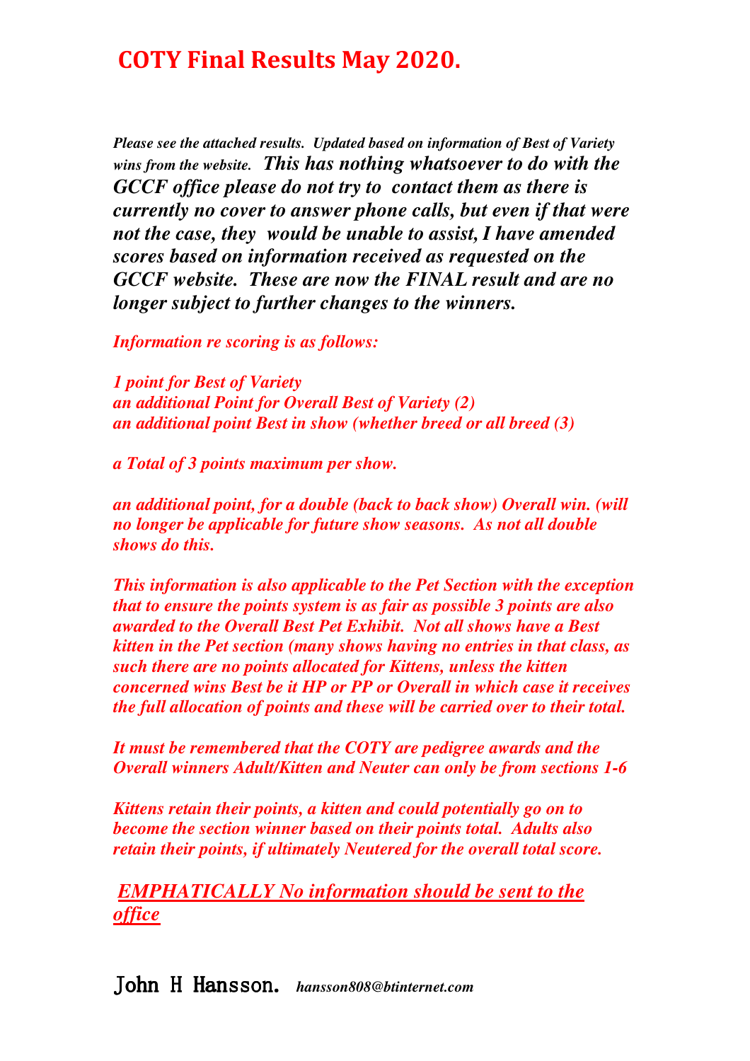# COTY Final Results May 2020.

***Please see the attached results. Updated based on information of Best of Variety wins from the website. This has nothing whatsoever to do with the GCCF office please do not try to contact them as there is currently no cover to answer phone calls, but even if that were not the case, they would be unable to assist, I have amended scores based on information received as requested on the GCCF website. These are now the FINAL result and are no longer subject to further changes to the winners.***

***Information re scoring is as follows:***

***1 point for Best of Variety***
***an additional Point for Overall Best of Variety (2)***
***an additional point Best in show (whether breed or all breed (3)***

***a Total of 3 points maximum per show.***

***an additional point, for a double (back to back show) Overall win. (will no longer be applicable for future show seasons. As not all double shows do this.***

***This information is also applicable to the Pet Section with the exception that to ensure the points system is as fair as possible 3 points are also awarded to the Overall Best Pet Exhibit. Not all shows have a Best kitten in the Pet section (many shows having no entries in that class, as such there are no points allocated for Kittens, unless the kitten concerned wins Best be it HP or PP or Overall in which case it receives the full allocation of points and these will be carried over to their total.***

***It must be remembered that the COTY are pedigree awards and the Overall winners Adult/Kitten and Neuter can only be from sections 1-6***

***Kittens retain their points, a kitten and could potentially go on to become the section winner based on their points total. Adults also retain their points, if ultimately Neutered for the overall total score.***

***<u>EMPHATICALLY No information should be sent to the office</u>***

John H Hansson. ***hansson808@btinternet.com***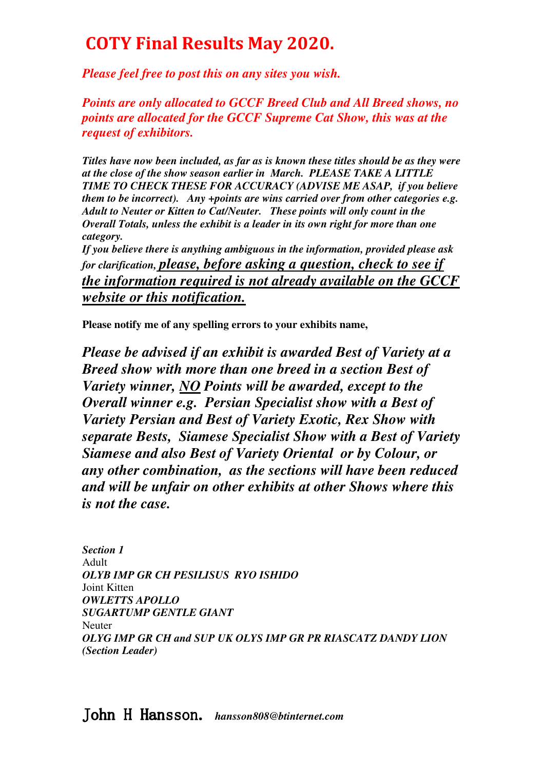# COTY Final Results May 2020.

*Please feel free to post this on any sites you wish.*

*Points are only allocated to GCCF Breed Club and All Breed shows, no points are allocated for the GCCF Supreme Cat Show, this was at the request of exhibitors.*

***Titles have now been included, as far as is known these titles should be as they were at the close of the show season earlier in March. PLEASE TAKE A LITTLE TIME TO CHECK THESE FOR ACCURACY (ADVISE ME ASAP, if you believe them to be incorrect). Any +points are wins carried over from other categories e.g. Adult to Neuter or Kitten to Cat/Neuter. These points will only count in the Overall Totals, unless the exhibit is a leader in its own right for more than one category.***

***If you believe there is anything ambiguous in the information, provided please ask for clarification, <u>please, before asking a question, check to see if the information required is not already available on the GCCF website or this notification.</u>***

**Please notify me of any spelling errors to your exhibits name,**

***Please be advised if an exhibit is awarded Best of Variety at a Breed show with more than one breed in a section Best of Variety winner, <u>NO</u> Points will be awarded, except to the Overall winner e.g. Persian Specialist show with a Best of Variety Persian and Best of Variety Exotic, Rex Show with separate Bests, Siamese Specialist Show with a Best of Variety Siamese and also Best of Variety Oriental or by Colour, or any other combination, as the sections will have been reduced and will be unfair on other exhibits at other Shows where this is not the case.***

***Section 1***

Adult

***OLYB IMP GR CH PESILISUS RYO ISHIDO***

Joint Kitten

***OWLETTS APOLLO***

***SUGARTUMP GENTLE GIANT***

Neuter

***OLYG IMP GR CH and SUP UK OLYS IMP GR PR RIASCATZ DANDY LION (Section Leader)***

John H Hansson. *hansson808@btinternet.com*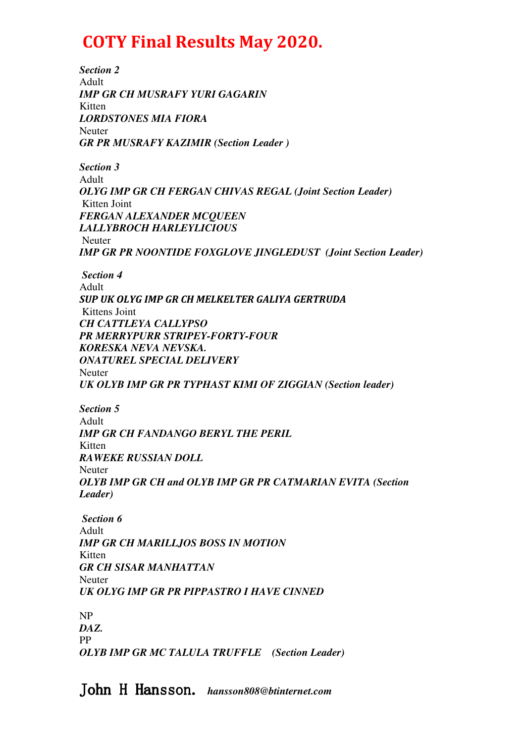# COTY Final Results May 2020.

***Section 2***
Adult
***IMP GR CH MUSRAFY YURI GAGARIN***
Kitten
***LORDSTONES MIA FIORA***
Neuter
***GR PR MUSRAFY KAZIMIR (Section Leader )***

***Section 3***
Adult
***OLYG IMP GR CH FERGAN CHIVAS REGAL (Joint Section Leader)***
Kitten Joint
***FERGAN ALEXANDER MCQUEEN***
***LALLYBROCH HARLEYLICIOUS***
Neuter
***IMP GR PR NOONTIDE FOXGLOVE JINGLEDUST (Joint Section Leader)***

***Section 4***
Adult
***SUP UK OLYG IMP GR CH MELKELTER GALIYA GERTRUDA***
Kittens Joint
***CH CATTLEYA CALLYPSO***
***PR MERRYPURR STRIPEY-FORTY-FOUR***
***KORESKA NEVA NEVSKA.***
***ONATUREL SPECIAL DELIVERY***
Neuter
***UK OLYB IMP GR PR TYPHAST KIMI OF ZIGGIAN (Section leader)***

***Section 5***
Adult
***IMP GR CH FANDANGO BERYL THE PERIL***
Kitten
***RAWEKE RUSSIAN DOLL***
Neuter
***OLYB IMP GR CH and OLYB IMP GR PR CATMARIAN EVITA (Section Leader)***

***Section 6***
Adult
***IMP GR CH MARILLJOS BOSS IN MOTION***
Kitten
***GR CH SISAR MANHATTAN***
Neuter
***UK OLYG IMP GR PR PIPPASTRO I HAVE CINNED***

NP
***DAZ.***
PP
***OLYB IMP GR MC TALULA TRUFFLE (Section Leader)***

John H Hansson. ***hansson808@btinternet.com***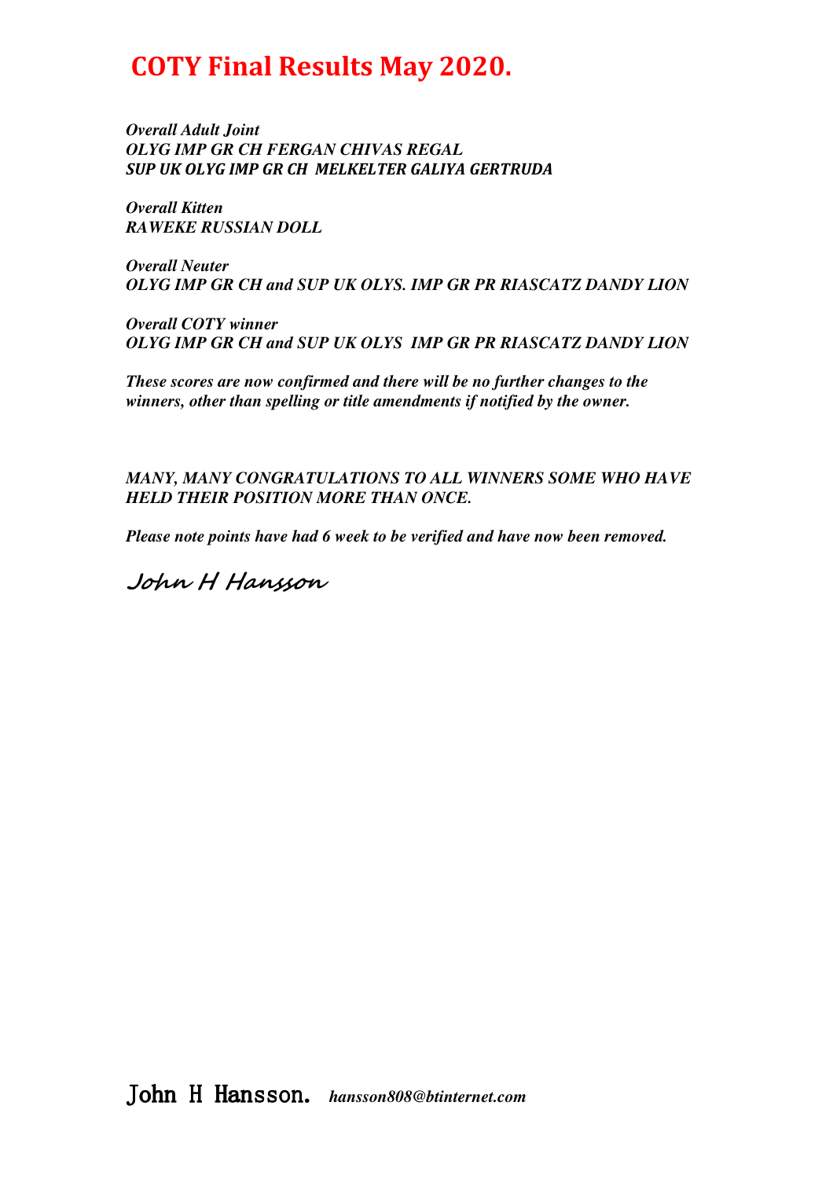# COTY Final Results May 2020.

*Overall Adult Joint*
*OLYG IMP GR CH FERGAN CHIVAS REGAL*
*SUP UK OLYG IMP GR CH MELKELTER GALIYA GERTRUDA*

*Overall Kitten*
*RAWEKE RUSSIAN DOLL*

*Overall Neuter*
*OLYG IMP GR CH and SUP UK OLYS. IMP GR PR RIASCATZ DANDY LION*

*Overall COTY winner*
*OLYG IMP GR CH and SUP UK OLYS IMP GR PR RIASCATZ DANDY LION*

***These scores are now confirmed and there will be no further changes to the winners, other than spelling or title amendments if notified by the owner.***

***MANY, MANY CONGRATULATIONS TO ALL WINNERS SOME WHO HAVE HELD THEIR POSITION MORE THAN ONCE.***

***Please note points have had 6 week to be verified and have now been removed.***

John H Hansson

John H Hansson. *hansson808@btinternet.com*